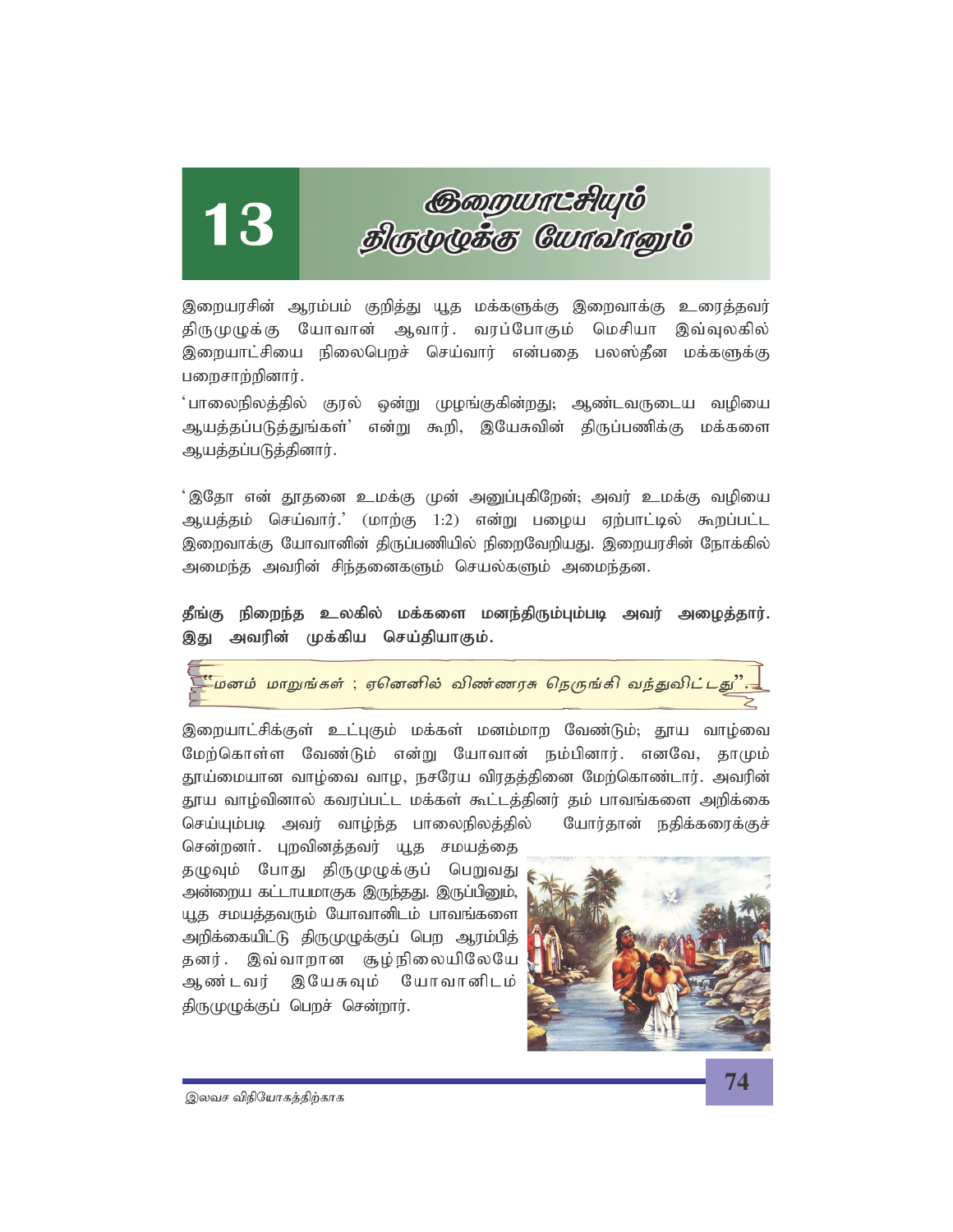# 13 இறையாட்சியும் திருமுழுக்கு யோவானும்

இறையரசின் ஆரம்பம் குறித்து யூத மக்களுக்கு இறைவாக்கு உரைத்தவர் திருமுழுக்கு யோவான் ஆவார். வரப்போகும் மெசியா இவ்வுலகில் இறையாட்சியை நிலைபெறச் செய்வார் என்பதை பலஸ்தீன மக்களுக்கு பறைசாற்றினார்.

'பாலைநிலத்தில் குரல் ஒன்று முழங்குகின்றது; ஆண்டவருடைய வழியை ஆயத்தப்படுத்துங்கள்' என்று கூறி, இயேசுவின் திருப்பணிக்கு மக்களை ஆயத்தப்படுத்தினார்.

'இதோ என் தூதனை உமக்கு முன் அனுப்புகிறேன்; அவர் உமக்கு வழியை ஆயத்தம் செய்வார்.' (மாற்கு 1:2) என்று பழைய ஏற்பாட்டில் கூறப்பட்ட இறைவாக்கு யோவானின் திருப்பணியில் நிறைவேறியது. இறையரசின் நோக்கில் அமைந்த அவரின் சிந்தனைகளும் செயல்களும் அமைந்தன.

**தீங்கு நிறைந்த உலகில் மக்களை மனந்திரும்பும்படி அவர் அழைத்தார். இது அவரின் முக்கிய செய்தியாகும்.**

*"மனம் மாறுங்கள் ; ஏனெனில் விண்ணரசு நெருங்கி வந்துவிட்டது".*

இறையாட்சிக்குள் உட்புகும் மக்கள் மனம்மாற வேண்டும்; தூய வாழ்வை மேற்கொள்ள வேண்டும் என்று யோவான் நம்பினார். எனவே, தாமும் தூய்மையான வாழ்வை வாழ, நசரேய விரதத்தினை மேற்கொண்டார். அவரின் தூய வாழ்வினால் கவரப்பட்ட மக்கள் கூட்டத்தினர் தம் பாவங்களை அறிக்கை செய்யும்படி அவர் வாழ்ந்த பாலைநிலத்தில் யோர்தான் நதிக்கரைக்குச் சென்றனர். புறவினத்தவர் யூத சமயத்தை தழுவும் போது திருமுழுக்குப் பெறுவது அன்றைய கட்டாயமாகக இருந்தது. இருப்பினும், யூத சமயத்தவரும் யோவானிடம் பாவங்களை அறிக்கையிட்டு திருமுழுக்குப் பெற ஆரம்பித்தனர். இவ்வாறான சூழ்நிலையிலேயே ஆண்டவர் இயேசுவும் யோவானிடம் திருமுழுக்குப் பெறச் சென்றார்.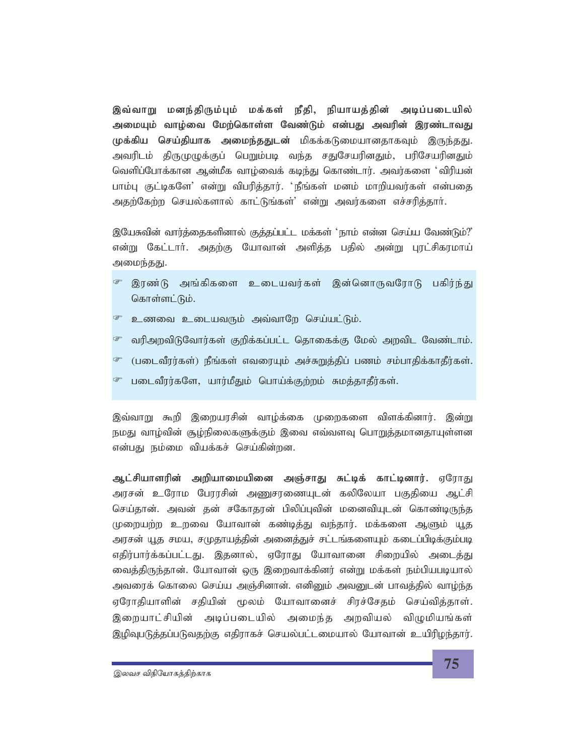**இவ்வாறு மனந்திரும்பும் மக்கள் நீதி, நியாயத்தின் அடிப்படையில் அமையும் வாழ்வை மேற்கொள்ள வேண்டும் என்பது அவரின் இரண்டாவது முக்கிய செய்தியாக அமைந்ததுடன்** மிகக்கடுமையானதாகவும் இருந்தது. அவரிடம் திருமுழுக்குப் பெறும்படி வந்த சதுசேயரினதும், பரிசேயரினதும் வெளிப்போக்கான ஆன்மீக வாழ்வைக் கடிந்து கொண்டார். அவர்களை 'விரியன் பாம்பு குட்டிகளே' என்று விபரித்தார். 'நீங்கள் மனம் மாறியவர்கள் என்பதை அதற்கேற்ற செயல்களால் காட்டுங்கள்' என்று அவர்களை எச்சரித்தார்.

இயேசுவின் வார்த்தைகளினால் குத்தப்பட்ட மக்கள் 'நாம் என்ன செய்ய வேண்டும்?' என்று கேட்டார். அதற்கு யோவான் அளித்த பதில் அன்று புரட்சிகரமாய் அமைந்தது.

- இரண்டு அங்கிகளை உடையவர்கள் இன்னொருவரோடு பகிர்ந்து கொள்ளட்டும்.
- உணவை உடையவரும் அவ்வாறே செய்யட்டும்.
- வரிஅறவிடுவோர்கள் குறிக்கப்பட்ட தொகைக்கு மேல் அறவிட வேண்டாம்.
- (படைவீரர்கள்) நீங்கள் எவரையும் அச்சுறுத்திப் பணம் சம்பாதிக்காதீர்கள்.
- படைவீரர்களே, யார்மீதும் பொய்க்குற்றம் சுமத்தாதீர்கள்.

இவ்வாறு கூறி இறையரசின் வாழ்க்கை முறைகளை விளக்கினார். இன்று நமது வாழ்வின் சூழ்நிலைகளுக்கும் இவை எவ்வளவு பொறுத்தமானதாயுள்ளன என்பது நம்மை வியக்கச் செய்கின்றன.

**ஆட்சியாளரின் அறியாமையினை அஞ்சாது சுட்டிக் காட்டினார்.** ஏரோது அரசன் உரோம பேரரசின் அனுசரணையுடன் கலிலேயா பகுதியை ஆட்சி செய்தான். அவன் தன் சகோதரன் பிலிப்புவின் மனைவியுடன் கொண்டிருந்த முறையற்ற உறவை யோவான் கண்டித்து வந்தார். மக்களை ஆளும் யூத அரசன் யூத சமய, சமுதாயத்தின் அனைத்துச் சட்டங்களையும் கடைப்பிடிக்கும்படி எதிர்பார்க்கப்பட்டது. இதனால், ஏரோது யோவானை சிறையில் அடைத்து வைத்திருந்தான். யோவான் ஒரு இறைவாக்கினர் என்று மக்கள் நம்பியபடியால் அவரைக் கொலை செய்ய அஞ்சினான். எனினும் அவனுடன் பாவத்தில் வாழ்ந்த ஏரோதியாளின் சதியின் மூலம் யோவானைச் சிரச்சேதம் செய்வித்தாள். இறையாட்சியின் அடிப்படையில் அமைந்த அறவியல் விழுமியங்கள் இழிவுபடுத்தப்படுவதற்கு எதிராகச் செயல்பட்டமையால் யோவான் உயிரிழந்தார்.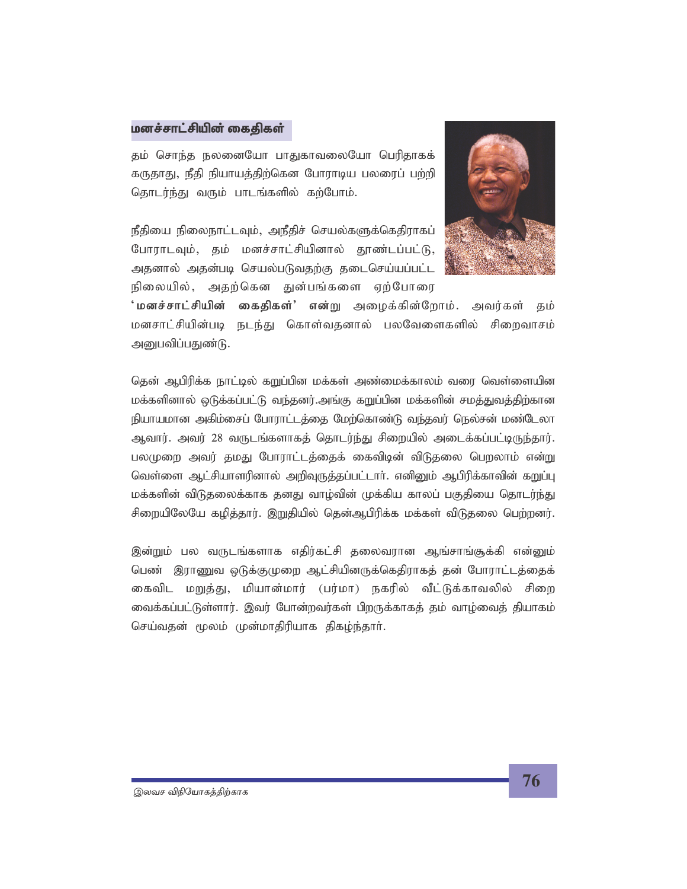## மனச்சாட்சியின் கைதிகள்

தம் சொந்த நலனையோ பாதுகாவலையோ பெரிதாகக் கருதாது, நீதி நியாயத்திற்கென போராடிய பலரைப் பற்றி தொடர்ந்து வரும் பாடங்களில் கற்போம்.

நீதியை நிலைநாட்டவும், அநீதிச் செயல்களுக்கெதிராகப் போராடவும், தம் மனச்சாட்சியினால் தூண்டப்பட்டு, அதனால் அதன்படி செயல்படுவதற்கு தடைசெய்யப்பட்ட நிலையில், அதற்கென துன்பங்களை ஏற்போரை **'மனச்சாட்சியின் கைதிகள்' என்று** அழைக்கின்றோம். அவர்கள் தம் மனசாட்சியின்படி நடந்து கொள்வதனால் பலவேளைகளில் சிறைவாசம் அனுபவிப்பதுண்டு.

தென் ஆபிரிக்க நாட்டில் கறுப்பின மக்கள் அண்மைக்காலம் வரை வெள்ளையின மக்களினால் ஒடுக்கப்பட்டு வந்தனர்.அங்கு கறுப்பின மக்களின் சமத்துவத்திற்கான நியாயமான அகிம்சைப் போராட்டத்தை மேற்கொண்டு வந்தவர் நெல்சன் மண்டேலா ஆவார். அவர் 28 வருடங்களாகத் தொடர்ந்து சிறையில் அடைக்கப்பட்டிருந்தார். பலமுறை அவர் தமது போராட்டத்தைக் கைவிடின் விடுதலை பெறலாம் என்று வெள்ளை ஆட்சியாளரினால் அறிவுருத்தப்பட்டார். எனினும் ஆபிரிக்காவின் கறுப்பு மக்களின் விடுதலைக்காக தனது வாழ்வின் முக்கிய காலப் பகுதியை தொடர்ந்து சிறையிலேயே கழித்தார். இறுதியில் தென்ஆபிரிக்க மக்கள் விடுதலை பெற்றனர்.

இன்றும் பல வருடங்களாக எதிர்கட்சி தலைவரான ஆங்சாங்சூக்கி என்னும் பெண் இராணுவ ஒடுக்குமுறை ஆட்சியினருக்கெதிராகத் தன் போராட்டத்தைக் கைவிட மறுத்து, மியான்மார் (பர்மா) நகரில் வீட்டுக்காவலில் சிறை வைக்கப்பட்டுள்ளார். இவர் போன்றவர்கள் பிறருக்காகத் தம் வாழ்வைத் தியாகம் செய்வதன் மூலம் முன்மாதிரியாக திகழ்ந்தார்.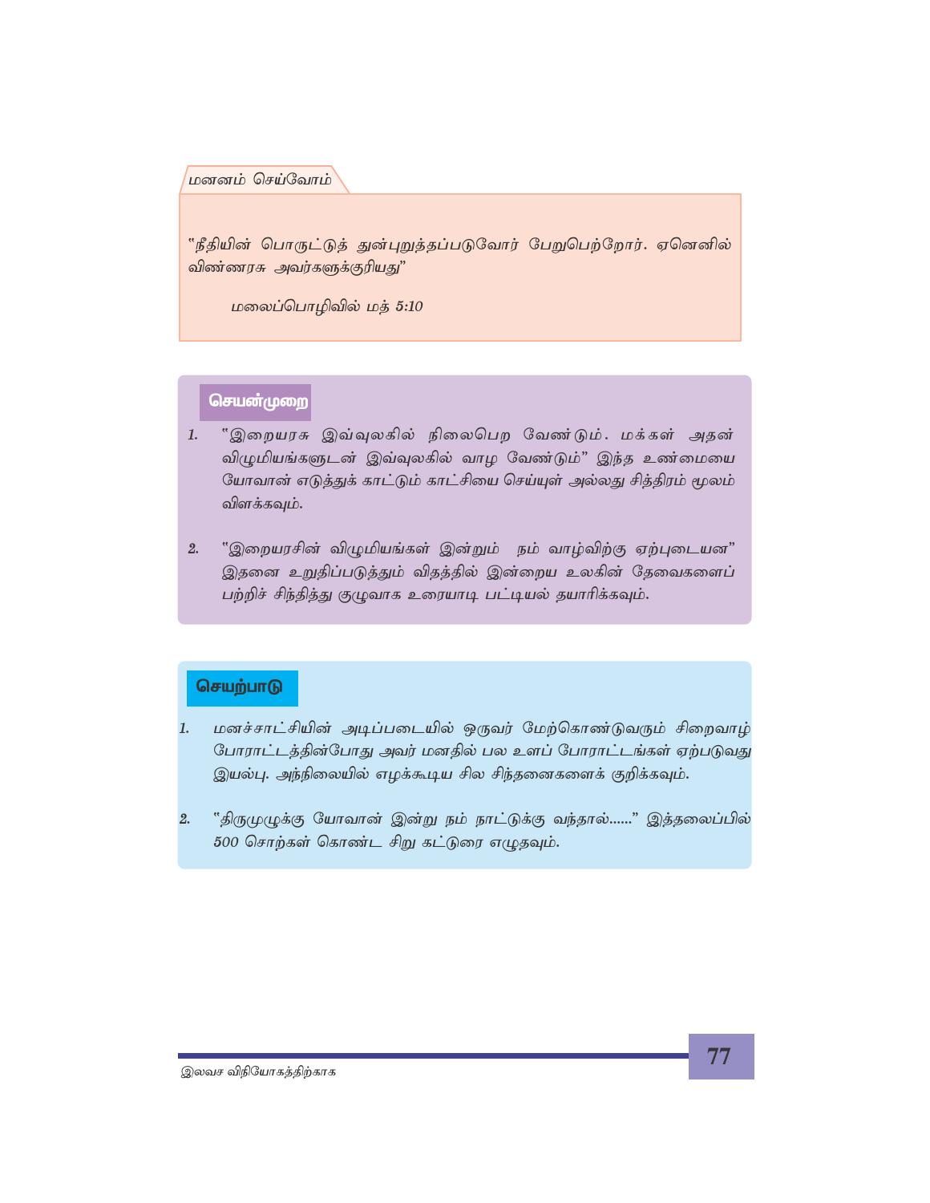*மனனம் செய்வோம்*

"நீதியின் பொருட்டுத் துன்புறுத்தப்படுவோர் பேறுபெற்றோர். ஏனெனில் விண்ணரசு அவர்களுக்குரியது"

*மலைப்பொழிவில் மத் 5:10*

## செயன்முறை

1. "இறையரசு இவ்வுலகில் நிலைபெற வேண்டும். மக்கள் அதன் விழுமியங்களுடன் இவ்வுலகில் வாழ வேண்டும்" இந்த உண்மையை யோவான் எடுத்துக் காட்டும் காட்சியை செய்யுள் அல்லது சித்திரம் மூலம் விளக்கவும்.

2. "இறையரசின் விழுமியங்கள் இன்றும் நம் வாழ்விற்கு ஏற்புடையன" இதனை உறுதிப்படுத்தும் விதத்தில் இன்றைய உலகின் தேவைகளைப் பற்றிச் சிந்தித்து குழுவாக உரையாடி பட்டியல் தயாரிக்கவும்.

## செயற்பாடு

1. மனச்சாட்சியின் அடிப்படையில் ஒருவர் மேற்கொண்டுவரும் சிறைவாழ் போராட்டத்தின்போது அவர் மனதில் பல உளப் போராட்டங்கள் ஏற்படுவது இயல்பு. அந்நிலையில் எழக்கூடிய சில சிந்தனைகளைக் குறிக்கவும்.

2. "திருமுழுக்கு யோவான் இன்று நம் நாட்டுக்கு வந்தால்......" இத்தலைப்பில் 500 சொற்கள் கொண்ட சிறு கட்டுரை எழுதவும்.